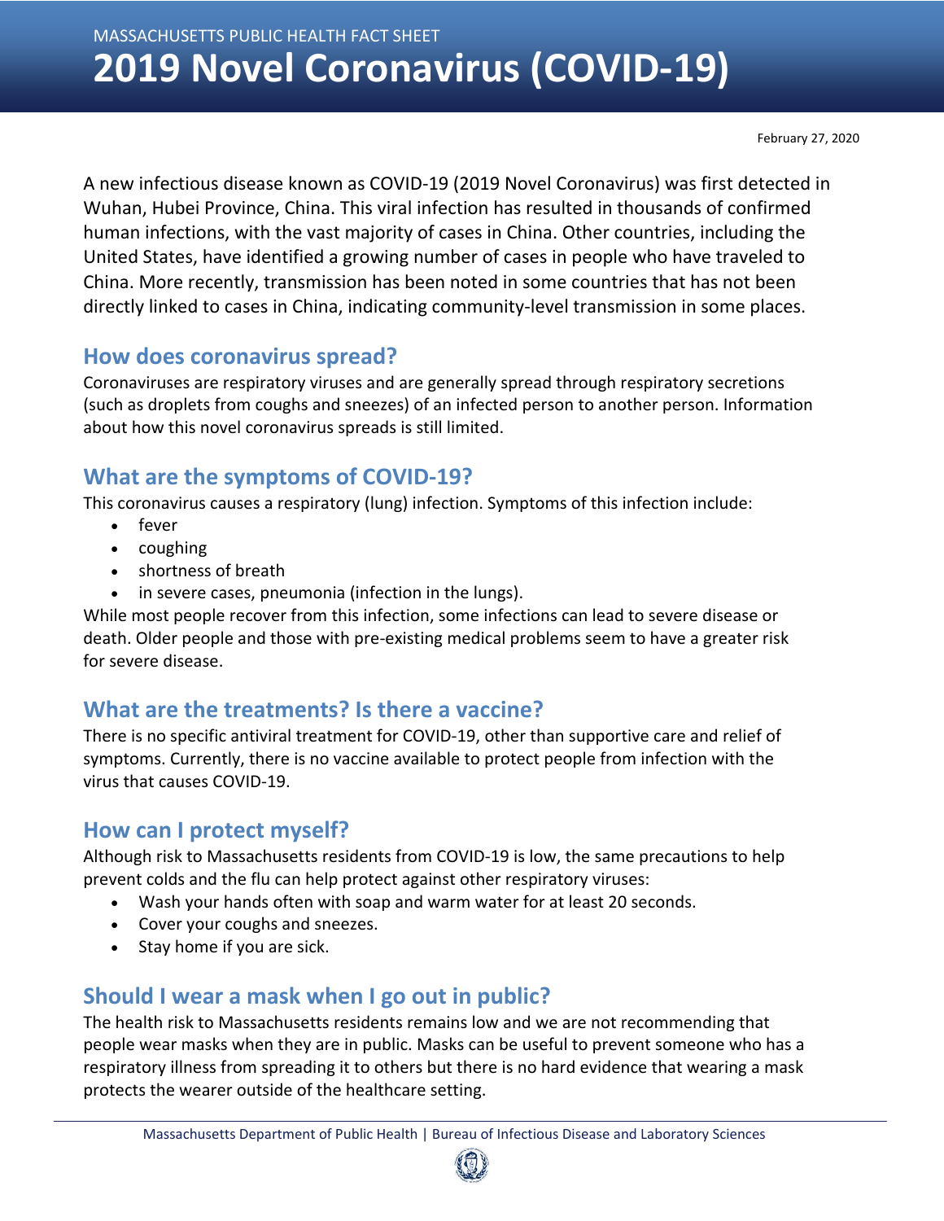MASSACHUSETTS PUBLIC HEALTH FACT SHEET

# 2019 Novel Coronavirus (COVID-19)

February 27, 2020

A new infectious disease known as COVID-19 (2019 Novel Coronavirus) was first detected in Wuhan, Hubei Province, China. This viral infection has resulted in thousands of confirmed human infections, with the vast majority of cases in China. Other countries, including the United States, have identified a growing number of cases in people who have traveled to China. More recently, transmission has been noted in some countries that has not been directly linked to cases in China, indicating community-level transmission in some places.

## How does coronavirus spread?

Coronaviruses are respiratory viruses and are generally spread through respiratory secretions (such as droplets from coughs and sneezes) of an infected person to another person. Information about how this novel coronavirus spreads is still limited.

## What are the symptoms of COVID-19?

This coronavirus causes a respiratory (lung) infection. Symptoms of this infection include:

- fever
- coughing
- shortness of breath
- in severe cases, pneumonia (infection in the lungs).

While most people recover from this infection, some infections can lead to severe disease or death. Older people and those with pre-existing medical problems seem to have a greater risk for severe disease.

## What are the treatments? Is there a vaccine?

There is no specific antiviral treatment for COVID-19, other than supportive care and relief of symptoms. Currently, there is no vaccine available to protect people from infection with the virus that causes COVID-19.

## How can I protect myself?

Although risk to Massachusetts residents from COVID-19 is low, the same precautions to help prevent colds and the flu can help protect against other respiratory viruses:

- Wash your hands often with soap and warm water for at least 20 seconds.
- Cover your coughs and sneezes.
- Stay home if you are sick.

## Should I wear a mask when I go out in public?

The health risk to Massachusetts residents remains low and we are not recommending that people wear masks when they are in public. Masks can be useful to prevent someone who has a respiratory illness from spreading it to others but there is no hard evidence that wearing a mask protects the wearer outside of the healthcare setting.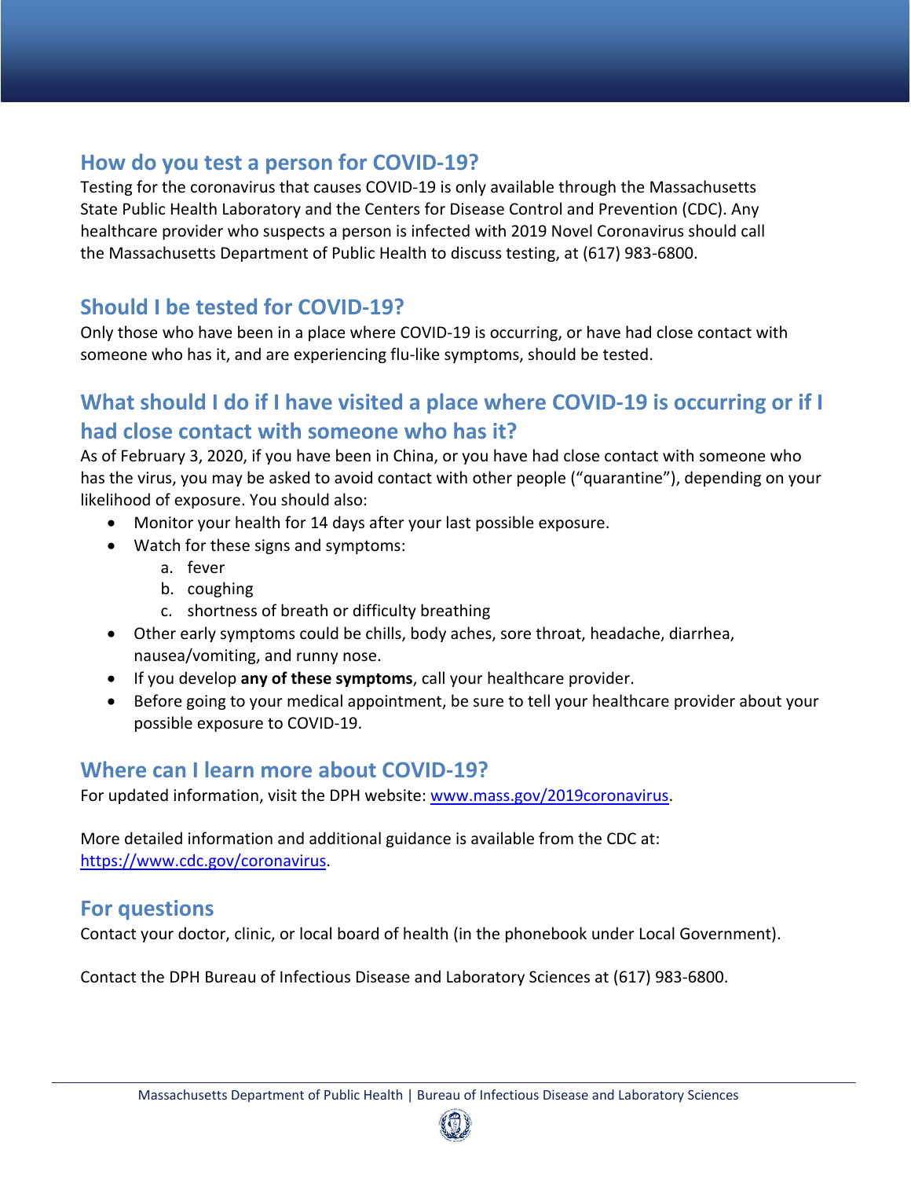## How do you test a person for COVID-19?

Testing for the coronavirus that causes COVID-19 is only available through the Massachusetts State Public Health Laboratory and the Centers for Disease Control and Prevention (CDC). Any healthcare provider who suspects a person is infected with 2019 Novel Coronavirus should call the Massachusetts Department of Public Health to discuss testing, at (617) 983-6800.

## Should I be tested for COVID-19?

Only those who have been in a place where COVID-19 is occurring, or have had close contact with someone who has it, and are experiencing flu-like symptoms, should be tested.

## What should I do if I have visited a place where COVID-19 is occurring or if I had close contact with someone who has it?

As of February 3, 2020, if you have been in China, or you have had close contact with someone who has the virus, you may be asked to avoid contact with other people ("quarantine"), depending on your likelihood of exposure. You should also:

- Monitor your health for 14 days after your last possible exposure.
- Watch for these signs and symptoms:
  a. fever
  b. coughing
  c. shortness of breath or difficulty breathing
- Other early symptoms could be chills, body aches, sore throat, headache, diarrhea, nausea/vomiting, and runny nose.
- If you develop **any of these symptoms**, call your healthcare provider.
- Before going to your medical appointment, be sure to tell your healthcare provider about your possible exposure to COVID-19.

## Where can I learn more about COVID-19?

For updated information, visit the DPH website: www.mass.gov/2019coronavirus.

More detailed information and additional guidance is available from the CDC at: https://www.cdc.gov/coronavirus.

## For questions

Contact your doctor, clinic, or local board of health (in the phonebook under Local Government).

Contact the DPH Bureau of Infectious Disease and Laboratory Sciences at (617) 983-6800.